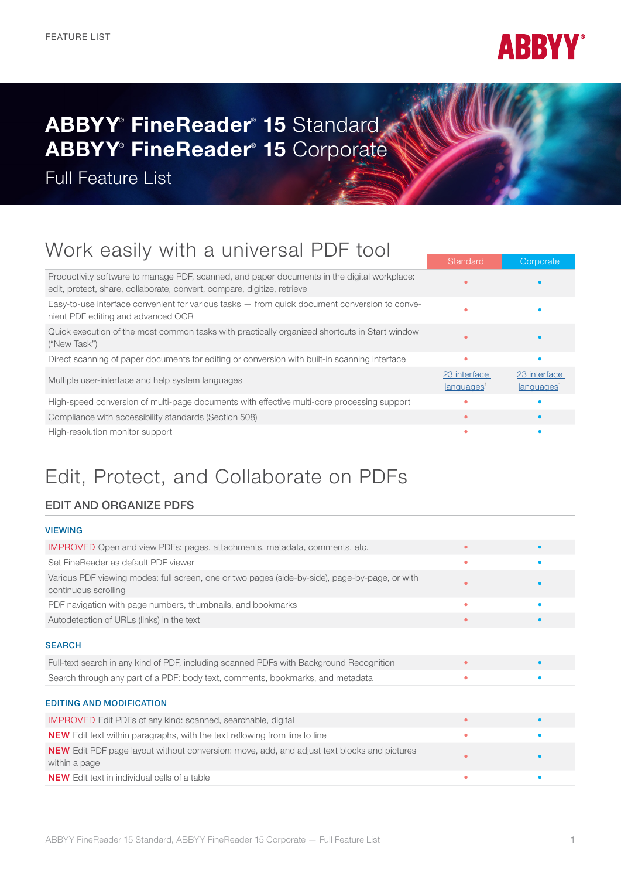FEATURE LIST

# ABBYY® FineReader® 15 Standard
# ABBYY® FineReader® 15 Corporate

Full Feature List

## Work easily with a universal PDF tool

| | Standard | Corporate |
|---|---|---|
| Productivity software to manage PDF, scanned, and paper documents in the digital workplace: edit, protect, share, collaborate, convert, compare, digitize, retrieve | • | • |
| Easy-to-use interface convenient for various tasks — from quick document conversion to convenient PDF editing and advanced OCR | • | • |
| Quick execution of the most common tasks with practically organized shortcuts in Start window ("New Task") | • | • |
| Direct scanning of paper documents for editing or conversion with built-in scanning interface | • | • |
| Multiple user-interface and help system languages | 23 interface languages[1] | 23 interface languages[1] |
| High-speed conversion of multi-page documents with effective multi-core processing support | • | • |
| Compliance with accessibility standards (Section 508) | • | • |
| High-resolution monitor support | • | • |

## Edit, Protect, and Collaborate on PDFs

### EDIT AND ORGANIZE PDFS

#### VIEWING

| | Standard | Corporate |
|---|---|---|
| IMPROVED Open and view PDFs: pages, attachments, metadata, comments, etc. | • | • |
| Set FineReader as default PDF viewer | • | • |
| Various PDF viewing modes: full screen, one or two pages (side-by-side), page-by-page, or with continuous scrolling | • | • |
| PDF navigation with page numbers, thumbnails, and bookmarks | • | • |
| Autodetection of URLs (links) in the text | • | • |

#### SEARCH

| | Standard | Corporate |
|---|---|---|
| Full-text search in any kind of PDF, including scanned PDFs with Background Recognition | • | • |
| Search through any part of a PDF: body text, comments, bookmarks, and metadata | • | • |

#### EDITING AND MODIFICATION

| | Standard | Corporate |
|---|---|---|
| IMPROVED Edit PDFs of any kind: scanned, searchable, digital | • | • |
| **NEW** Edit text within paragraphs, with the text reflowing from line to line | • | • |
| **NEW** Edit PDF page layout without conversion: move, add, and adjust text blocks and pictures within a page | • | • |
| **NEW** Edit text in individual cells of a table | • | • |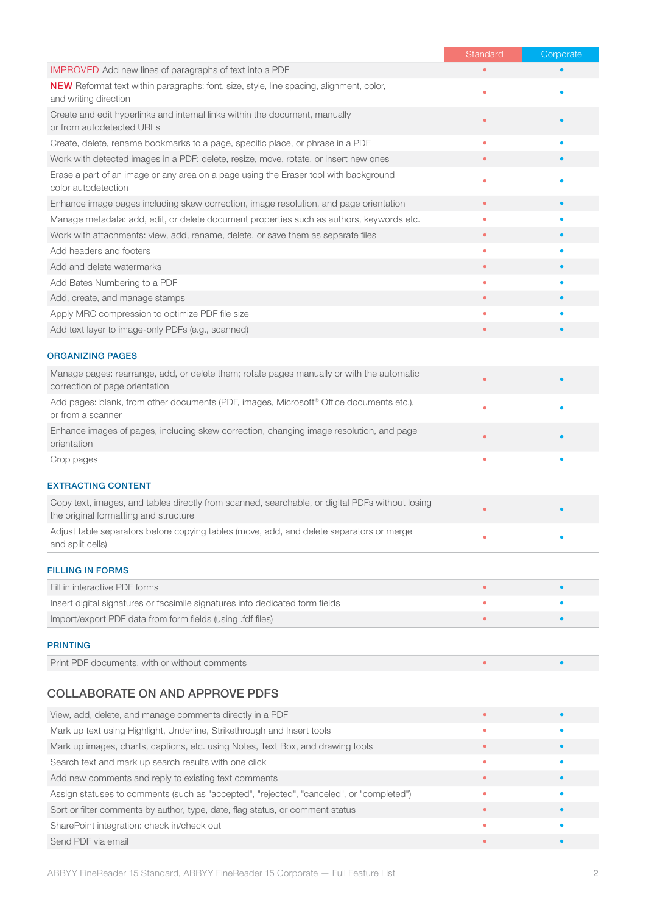| | Standard | Corporate |
|---|---|---|
| IMPROVED Add new lines of paragraphs of text into a PDF | • | • |
| **NEW** Reformat text within paragraphs: font, size, style, line spacing, alignment, color, and writing direction | • | • |
| Create and edit hyperlinks and internal links within the document, manually or from autodetected URLs | • | • |
| Create, delete, rename bookmarks to a page, specific place, or phrase in a PDF | • | • |
| Work with detected images in a PDF: delete, resize, move, rotate, or insert new ones | • | • |
| Erase a part of an image or any area on a page using the Eraser tool with background color autodetection | • | • |
| Enhance image pages including skew correction, image resolution, and page orientation | • | • |
| Manage metadata: add, edit, or delete document properties such as authors, keywords etc. | • | • |
| Work with attachments: view, add, rename, delete, or save them as separate files | • | • |
| Add headers and footers | • | • |
| Add and delete watermarks | • | • |
| Add Bates Numbering to a PDF | • | • |
| Add, create, and manage stamps | • | • |
| Apply MRC compression to optimize PDF file size | • | • |
| Add text layer to image-only PDFs (e.g., scanned) | • | • |

### ORGANIZING PAGES

| | Standard | Corporate |
|---|---|---|
| Manage pages: rearrange, add, or delete them; rotate pages manually or with the automatic correction of page orientation | • | • |
| Add pages: blank, from other documents (PDF, images, Microsoft® Office documents etc.), or from a scanner | • | • |
| Enhance images of pages, including skew correction, changing image resolution, and page orientation | • | • |
| Crop pages | • | • |

### EXTRACTING CONTENT

| | Standard | Corporate |
|---|---|---|
| Copy text, images, and tables directly from scanned, searchable, or digital PDFs without losing the original formatting and structure | • | • |
| Adjust table separators before copying tables (move, add, and delete separators or merge and split cells) | • | • |

### FILLING IN FORMS

| | Standard | Corporate |
|---|---|---|
| Fill in interactive PDF forms | • | • |
| Insert digital signatures or facsimile signatures into dedicated form fields | • | • |
| Import/export PDF data from form fields (using .fdf files) | • | • |

### PRINTING

| | Standard | Corporate |
|---|---|---|
| Print PDF documents, with or without comments | • | • |

## COLLABORATE ON AND APPROVE PDFS

| | Standard | Corporate |
|---|---|---|
| View, add, delete, and manage comments directly in a PDF | • | • |
| Mark up text using Highlight, Underline, Strikethrough and Insert tools | • | • |
| Mark up images, charts, captions, etc. using Notes, Text Box, and drawing tools | • | • |
| Search text and mark up search results with one click | • | • |
| Add new comments and reply to existing text comments | • | • |
| Assign statuses to comments (such as "accepted", "rejected", "canceled", or "completed") | • | • |
| Sort or filter comments by author, type, date, flag status, or comment status | • | • |
| SharePoint integration: check in/check out | • | • |
| Send PDF via email | • | • |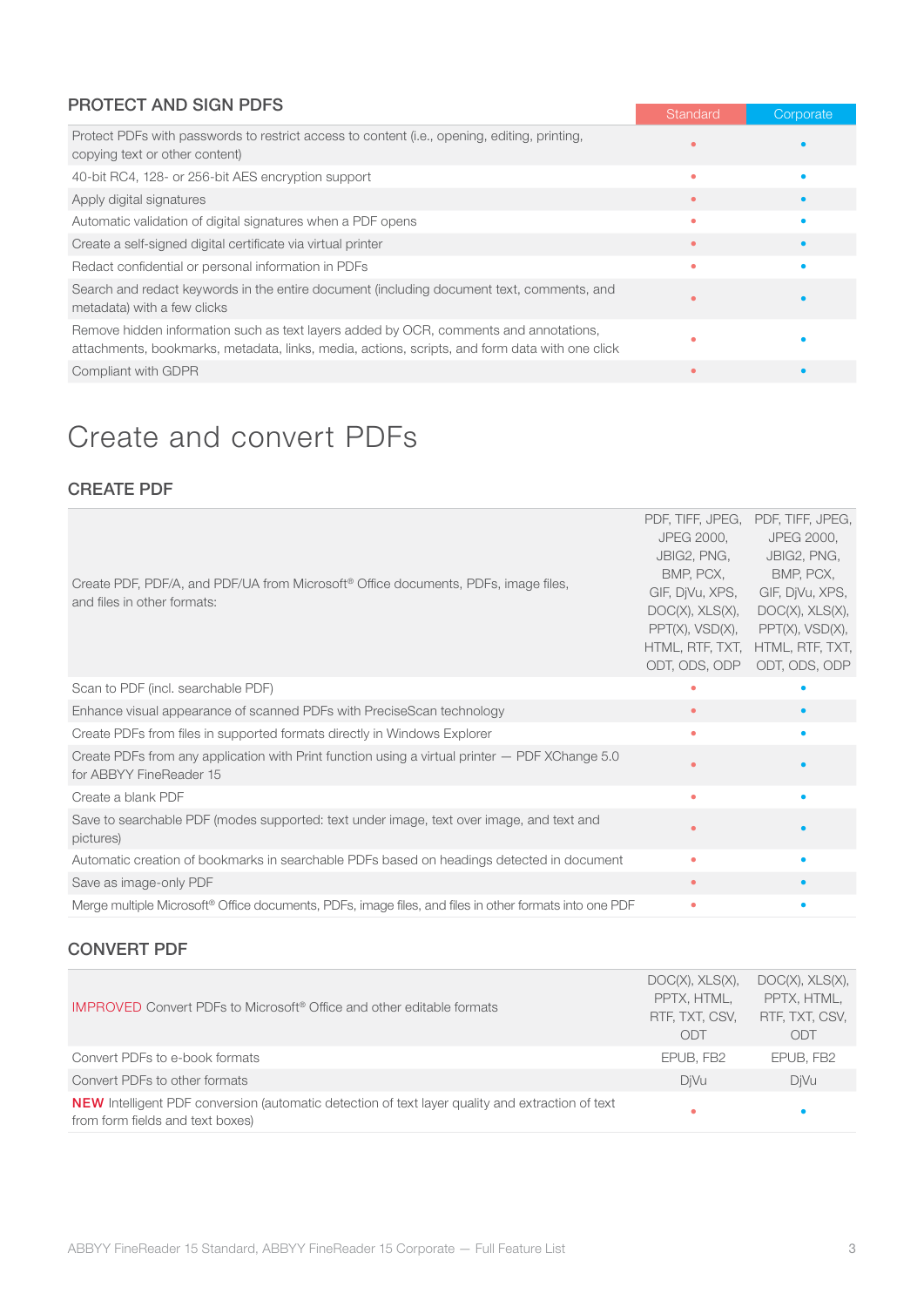## PROTECT AND SIGN PDFS

| | Standard | Corporate |
|---|---|---|
| Protect PDFs with passwords to restrict access to content (i.e., opening, editing, printing, copying text or other content) | • | • |
| 40-bit RC4, 128- or 256-bit AES encryption support | • | • |
| Apply digital signatures | • | • |
| Automatic validation of digital signatures when a PDF opens | • | • |
| Create a self-signed digital certificate via virtual printer | • | • |
| Redact confidential or personal information in PDFs | • | • |
| Search and redact keywords in the entire document (including document text, comments, and metadata) with a few clicks | • | • |
| Remove hidden information such as text layers added by OCR, comments and annotations, attachments, bookmarks, metadata, links, media, actions, scripts, and form data with one click | • | • |
| Compliant with GDPR | • | • |

# Create and convert PDFs

## CREATE PDF

| | Standard | Corporate |
|---|---|---|
| Create PDF, PDF/A, and PDF/UA from Microsoft® Office documents, PDFs, image files, and files in other formats: | PDF, TIFF, JPEG, JPEG 2000, JBIG2, PNG, BMP, PCX, GIF, DjVu, XPS, DOC(X), XLS(X), PPT(X), VSD(X), HTML, RTF, TXT, ODT, ODS, ODP | PDF, TIFF, JPEG, JPEG 2000, JBIG2, PNG, BMP, PCX, GIF, DjVu, XPS, DOC(X), XLS(X), PPT(X), VSD(X), HTML, RTF, TXT, ODT, ODS, ODP |
| Scan to PDF (incl. searchable PDF) | • | • |
| Enhance visual appearance of scanned PDFs with PreciseScan technology | • | • |
| Create PDFs from files in supported formats directly in Windows Explorer | • | • |
| Create PDFs from any application with Print function using a virtual printer — PDF XChange 5.0 for ABBYY FineReader 15 | • | • |
| Create a blank PDF | • | • |
| Save to searchable PDF (modes supported: text under image, text over image, and text and pictures) | • | • |
| Automatic creation of bookmarks in searchable PDFs based on headings detected in document | • | • |
| Save as image-only PDF | • | • |
| Merge multiple Microsoft® Office documents, PDFs, image files, and files in other formats into one PDF | • | • |

## CONVERT PDF

| | Standard | Corporate |
|---|---|---|
| IMPROVED Convert PDFs to Microsoft® Office and other editable formats | DOC(X), XLS(X), PPTX, HTML, RTF, TXT, CSV, ODT | DOC(X), XLS(X), PPTX, HTML, RTF, TXT, CSV, ODT |
| Convert PDFs to e-book formats | EPUB, FB2 | EPUB, FB2 |
| Convert PDFs to other formats | DjVu | DjVu |
| **NEW** Intelligent PDF conversion (automatic detection of text layer quality and extraction of text from form fields and text boxes) | • | • |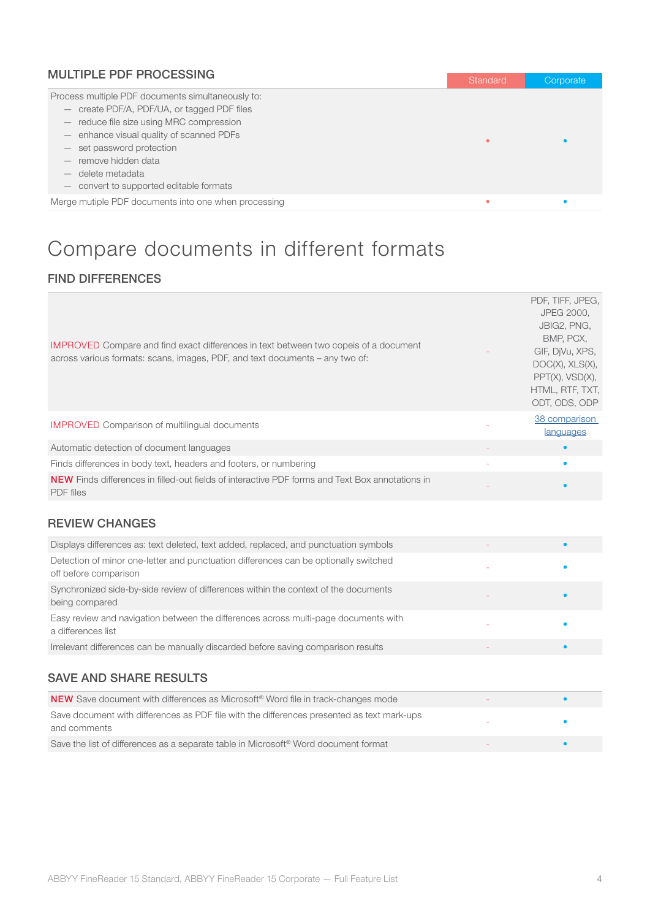## MULTIPLE PDF PROCESSING

| | Standard | Corporate |
|---|---|---|
| Process multiple PDF documents simultaneously to:<br>— create PDF/A, PDF/UA, or tagged PDF files<br>— reduce file size using MRC compression<br>— enhance visual quality of scanned PDFs<br>— set password protection<br>— remove hidden data<br>— delete metadata<br>— convert to supported editable formats | • | • |
| Merge mutiple PDF documents into one when processing | • | • |

# Compare documents in different formats

## FIND DIFFERENCES

| | Standard | Corporate |
|---|---|---|
| IMPROVED Compare and find exact differences in text between two copeis of a document across various formats: scans, images, PDF, and text documents – any two of: | - | PDF, TIFF, JPEG, JPEG 2000, JBIG2, PNG, BMP, PCX, GIF, DjVu, XPS, DOC(X), XLS(X), PPT(X), VSD(X), HTML, RTF, TXT, ODT, ODS, ODP |
| IMPROVED Comparison of multilingual documents | - | 38 comparison languages |
| Automatic detection of document languages | - | • |
| Finds differences in body text, headers and footers, or numbering | - | • |
| **NEW** Finds differences in filled-out fields of interactive PDF forms and Text Box annotations in PDF files | - | • |

## REVIEW CHANGES

| | Standard | Corporate |
|---|---|---|
| Displays differences as: text deleted, text added, replaced, and punctuation symbols | - | • |
| Detection of minor one-letter and punctuation differences can be optionally switched off before comparison | - | • |
| Synchronized side-by-side review of differences within the context of the documents being compared | - | • |
| Easy review and navigation between the differences across multi-page documents with a differences list | - | • |
| Irrelevant differences can be manually discarded before saving comparison results | - | • |

## SAVE AND SHARE RESULTS

| | Standard | Corporate |
|---|---|---|
| **NEW** Save document with differences as Microsoft® Word file in track-changes mode | - | • |
| Save document with differences as PDF file with the differences presented as text mark-ups and comments | - | • |
| Save the list of differences as a separate table in Microsoft® Word document format | - | • |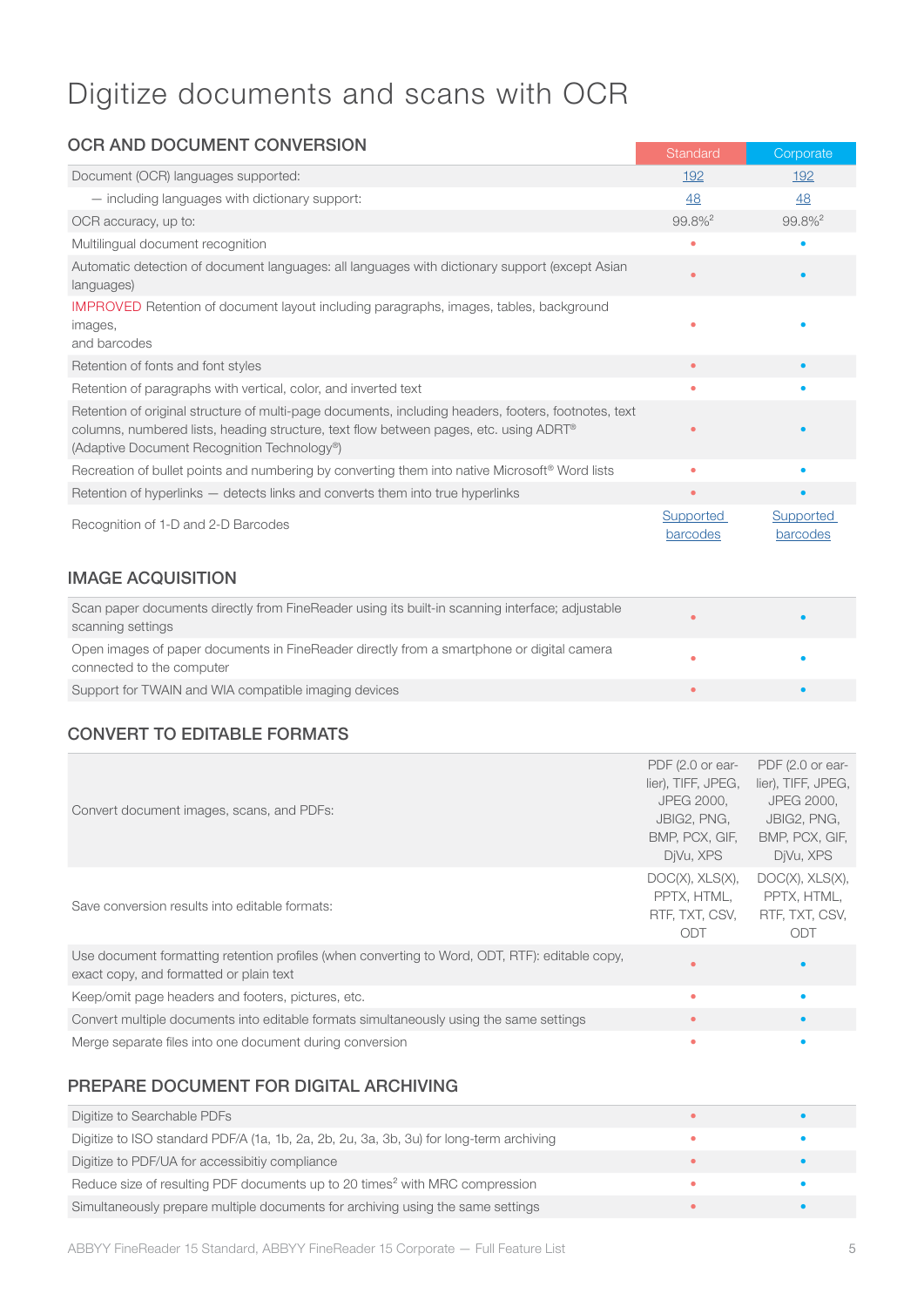# Digitize documents and scans with OCR

## OCR AND DOCUMENT CONVERSION

| | Standard | Corporate |
|---|---|---|
| Document (OCR) languages supported: | 192 | 192 |
| — including languages with dictionary support: | 48 | 48 |
| OCR accuracy, up to: | 99.8%[2] | 99.8%[2] |
| Multilingual document recognition | • | • |
| Automatic detection of document languages: all languages with dictionary support (except Asian languages) | • | • |
| IMPROVED Retention of document layout including paragraphs, images, tables, background images, and barcodes | • | • |
| Retention of fonts and font styles | • | • |
| Retention of paragraphs with vertical, color, and inverted text | • | • |
| Retention of original structure of multi-page documents, including headers, footers, footnotes, text columns, numbered lists, heading structure, text flow between pages, etc. using ADRT® (Adaptive Document Recognition Technology®) | • | • |
| Recreation of bullet points and numbering by converting them into native Microsoft® Word lists | • | • |
| Retention of hyperlinks — detects links and converts them into true hyperlinks | • | • |
| Recognition of 1-D and 2-D Barcodes | Supported barcodes | Supported barcodes |

## IMAGE ACQUISITION

| | Standard | Corporate |
|---|---|---|
| Scan paper documents directly from FineReader using its built-in scanning interface; adjustable scanning settings | • | • |
| Open images of paper documents in FineReader directly from a smartphone or digital camera connected to the computer | • | • |
| Support for TWAIN and WIA compatible imaging devices | • | • |

## CONVERT TO EDITABLE FORMATS

| | Standard | Corporate |
|---|---|---|
| Convert document images, scans, and PDFs: | PDF (2.0 or earlier), TIFF, JPEG, JPEG 2000, JBIG2, PNG, BMP, PCX, GIF, DjVu, XPS | PDF (2.0 or earlier), TIFF, JPEG, JPEG 2000, JBIG2, PNG, BMP, PCX, GIF, DjVu, XPS |
| Save conversion results into editable formats: | DOC(X), XLS(X), PPTX, HTML, RTF, TXT, CSV, ODT | DOC(X), XLS(X), PPTX, HTML, RTF, TXT, CSV, ODT |
| Use document formatting retention profiles (when converting to Word, ODT, RTF): editable copy, exact copy, and formatted or plain text | • | • |
| Keep/omit page headers and footers, pictures, etc. | • | • |
| Convert multiple documents into editable formats simultaneously using the same settings | • | • |
| Merge separate files into one document during conversion | • | • |

## PREPARE DOCUMENT FOR DIGITAL ARCHIVING

| | Standard | Corporate |
|---|---|---|
| Digitize to Searchable PDFs | • | • |
| Digitize to ISO standard PDF/A (1a, 1b, 2a, 2b, 2u, 3a, 3b, 3u) for long-term archiving | • | • |
| Digitize to PDF/UA for accessibitiy compliance | • | • |
| Reduce size of resulting PDF documents up to 20 times[2] with MRC compression | • | • |
| Simultaneously prepare multiple documents for archiving using the same settings | • | • |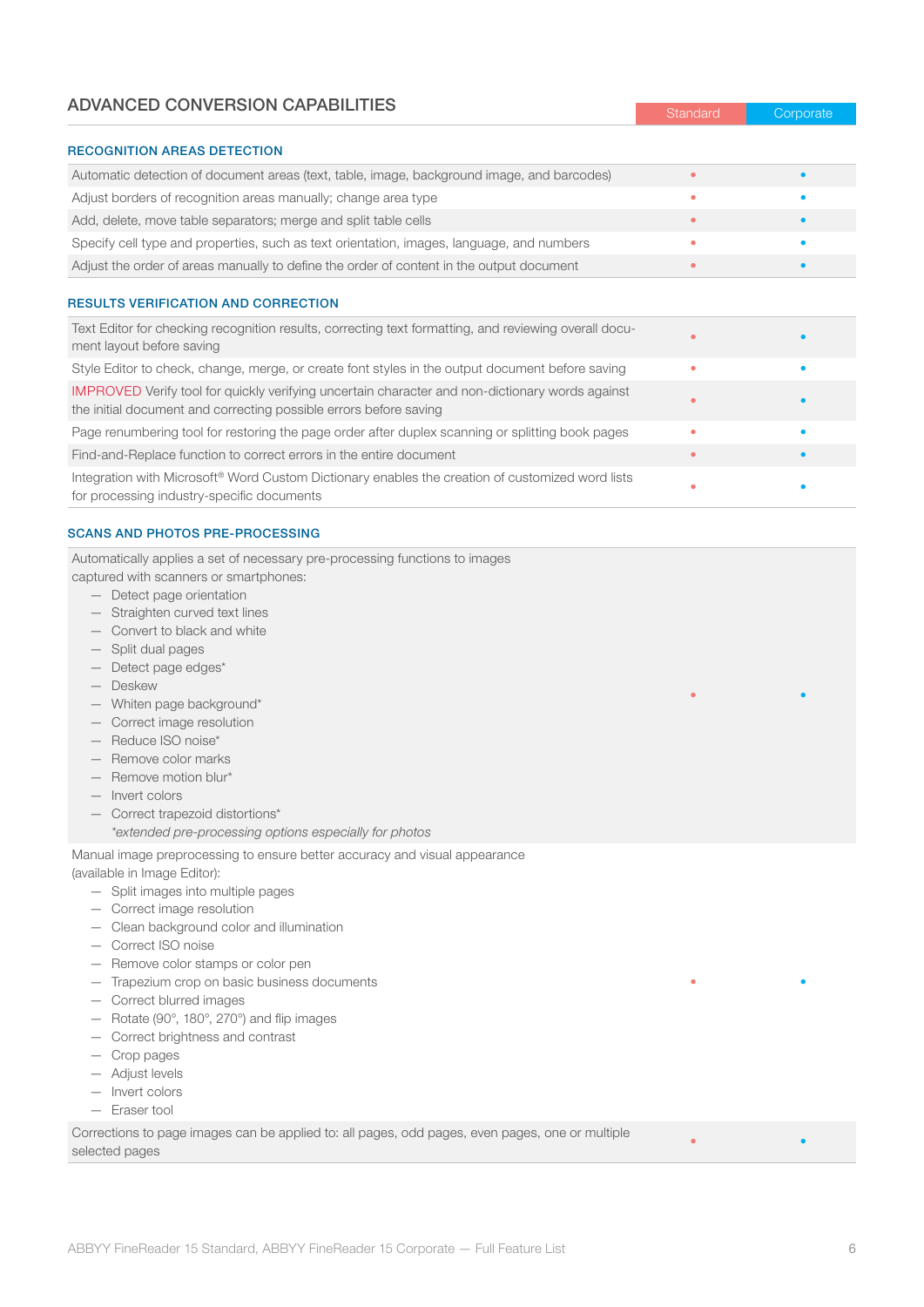## ADVANCED CONVERSION CAPABILITIES

| | Standard | Corporate |
|---|---|---|
| **RECOGNITION AREAS DETECTION** | | |
| Automatic detection of document areas (text, table, image, background image, and barcodes) | • | • |
| Adjust borders of recognition areas manually; change area type | • | • |
| Add, delete, move table separators; merge and split table cells | • | • |
| Specify cell type and properties, such as text orientation, images, language, and numbers | • | • |
| Adjust the order of areas manually to define the order of content in the output document | • | • |
| **RESULTS VERIFICATION AND CORRECTION** | | |
| Text Editor for checking recognition results, correcting text formatting, and reviewing overall document layout before saving | • | • |
| Style Editor to check, change, merge, or create font styles in the output document before saving | • | • |
| IMPROVED Verify tool for quickly verifying uncertain character and non-dictionary words against the initial document and correcting possible errors before saving | • | • |
| Page renumbering tool for restoring the page order after duplex scanning or splitting book pages | • | • |
| Find-and-Replace function to correct errors in the entire document | • | • |
| Integration with Microsoft® Word Custom Dictionary enables the creation of customized word lists for processing industry-specific documents | • | • |
| **SCANS AND PHOTOS PRE-PROCESSING** | | |
| Automatically applies a set of necessary pre-processing functions to images captured with scanners or smartphones:<br>— Detect page orientation<br>— Straighten curved text lines<br>— Convert to black and white<br>— Split dual pages<br>— Detect page edges*<br>— Deskew<br>— Whiten page background*<br>— Correct image resolution<br>— Reduce ISO noise*<br>— Remove color marks<br>— Remove motion blur*<br>— Invert colors<br>— Correct trapezoid distortions*<br>*\*extended pre-processing options especially for photos* | • | • |
| Manual image preprocessing to ensure better accuracy and visual appearance (available in Image Editor):<br>— Split images into multiple pages<br>— Correct image resolution<br>— Clean background color and illumination<br>— Correct ISO noise<br>— Remove color stamps or color pen<br>— Trapezium crop on basic business documents<br>— Correct blurred images<br>— Rotate (90°, 180°, 270°) and flip images<br>— Correct brightness and contrast<br>— Crop pages<br>— Adjust levels<br>— Invert colors<br>— Eraser tool | • | • |
| Corrections to page images can be applied to: all pages, odd pages, even pages, one or multiple selected pages | • | • |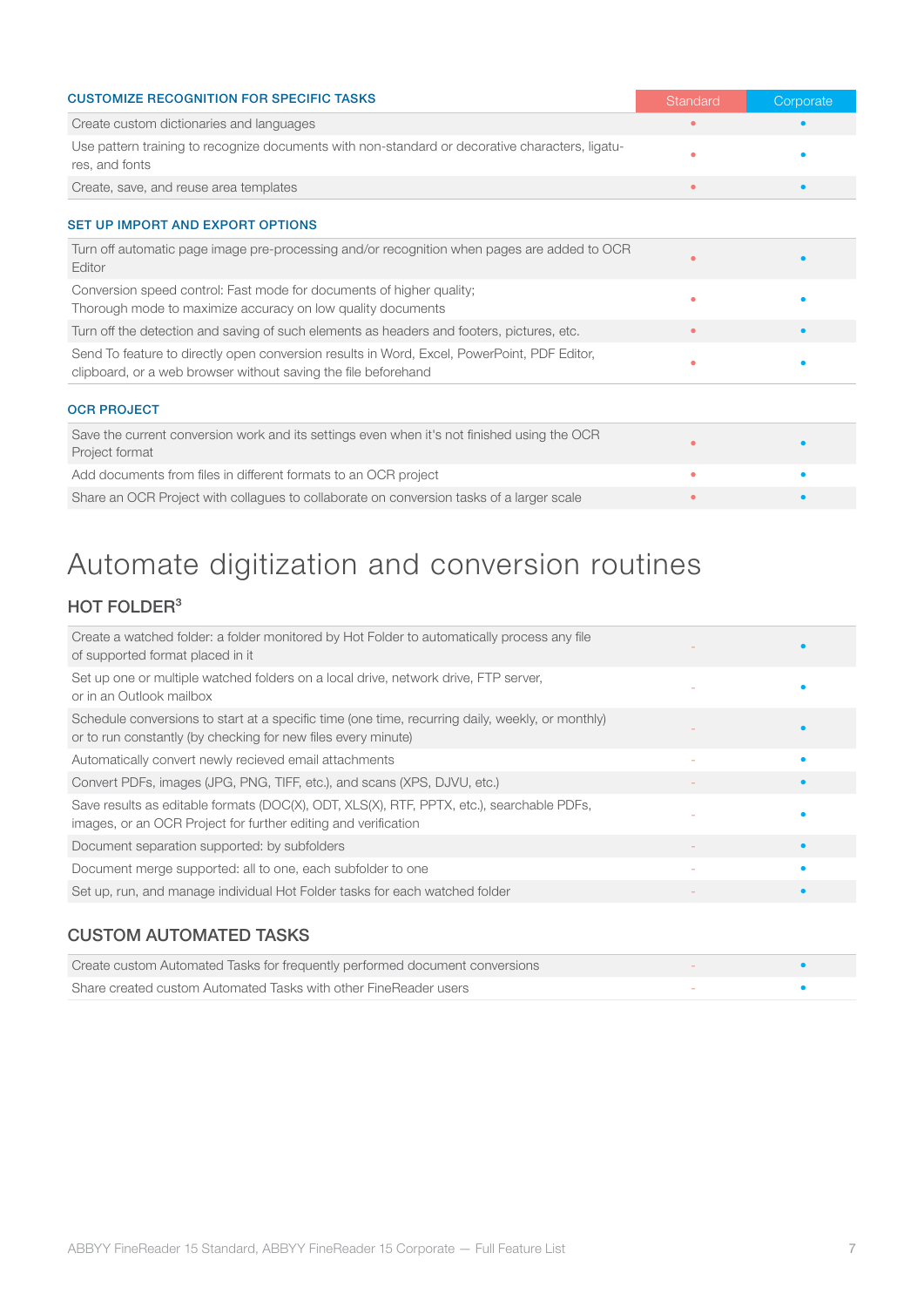| CUSTOMIZE RECOGNITION FOR SPECIFIC TASKS | Standard | Corporate |
|---|---|---|
| Create custom dictionaries and languages | • | • |
| Use pattern training to recognize documents with non-standard or decorative characters, ligatures, and fonts | • | • |
| Create, save, and reuse area templates | • | • |

| SET UP IMPORT AND EXPORT OPTIONS | Standard | Corporate |
|---|---|---|
| Turn off automatic page image pre-processing and/or recognition when pages are added to OCR Editor | • | • |
| Conversion speed control: Fast mode for documents of higher quality; Thorough mode to maximize accuracy on low quality documents | • | • |
| Turn off the detection and saving of such elements as headers and footers, pictures, etc. | • | • |
| Send To feature to directly open conversion results in Word, Excel, PowerPoint, PDF Editor, clipboard, or a web browser without saving the file beforehand | • | • |

| OCR PROJECT | Standard | Corporate |
|---|---|---|
| Save the current conversion work and its settings even when it's not finished using the OCR Project format | • | • |
| Add documents from files in different formats to an OCR project | • | • |
| Share an OCR Project with collagues to collaborate on conversion tasks of a larger scale | • | • |

# Automate digitization and conversion routines

## HOT FOLDER[3]

| HOT FOLDER | Standard | Corporate |
|---|---|---|
| Create a watched folder: a folder monitored by Hot Folder to automatically process any file of supported format placed in it | - | • |
| Set up one or multiple watched folders on a local drive, network drive, FTP server, or in an Outlook mailbox | - | • |
| Schedule conversions to start at a specific time (one time, recurring daily, weekly, or monthly) or to run constantly (by checking for new files every minute) | - | • |
| Automatically convert newly recieved email attachments | - | • |
| Convert PDFs, images (JPG, PNG, TIFF, etc.), and scans (XPS, DJVU, etc.) | - | • |
| Save results as editable formats (DOC(X), ODT, XLS(X), RTF, PPTX, etc.), searchable PDFs, images, or an OCR Project for further editing and verification | - | • |
| Document separation supported: by subfolders | - | • |
| Document merge supported: all to one, each subfolder to one | - | • |
| Set up, run, and manage individual Hot Folder tasks for each watched folder | - | • |

## CUSTOM AUTOMATED TASKS

| CUSTOM AUTOMATED TASKS | Standard | Corporate |
|---|---|---|
| Create custom Automated Tasks for frequently performed document conversions | - | • |
| Share created custom Automated Tasks with other FineReader users | - | • |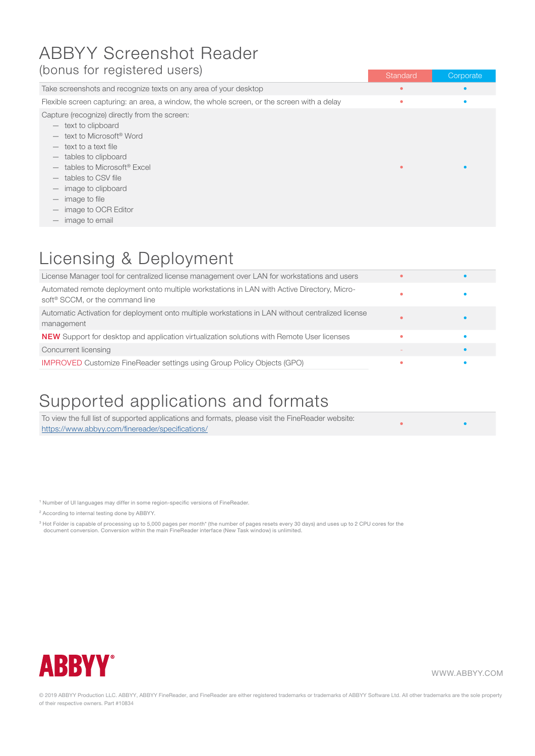# ABBYY Screenshot Reader

(bonus for registered users)

| | Standard | Corporate |
|---|---|---|
| Take screenshots and recognize texts on any area of your desktop | • | • |
| Flexible screen capturing: an area, a window, the whole screen, or the screen with a delay | • | • |
| Capture (recognize) directly from the screen: <br> — text to clipboard <br> — text to Microsoft® Word <br> — text to a text file <br> — tables to clipboard <br> — tables to Microsoft® Excel <br> — tables to CSV file <br> — image to clipboard <br> — image to file <br> — image to OCR Editor <br> — image to email | • | • |

# Licensing & Deployment

| | Standard | Corporate |
|---|---|---|
| License Manager tool for centralized license management over LAN for workstations and users | • | • |
| Automated remote deployment onto multiple workstations in LAN with Active Directory, Microsoft® SCCM, or the command line | • | • |
| Automatic Activation for deployment onto multiple workstations in LAN without centralized license management | • | • |
| **NEW** Support for desktop and application virtualization solutions with Remote User licenses | • | • |
| Concurrent licensing | – | • |
| IMPROVED Customize FineReader settings using Group Policy Objects (GPO) | • | • |

# Supported applications and formats

| | Standard | Corporate |
|---|---|---|
| To view the full list of supported applications and formats, please visit the FineReader website: https://www.abbyy.com/finereader/specifications/ | • | • |

[1] Number of UI languages may differ in some region-specific versions of FineReader.

[2] According to internal testing done by ABBYY.

[3] Hot Folder is capable of processing up to 5,000 pages per month* (the number of pages resets every 30 days) and uses up to 2 CPU cores for the document conversion. Conversion within the main FineReader interface (New Task window) is unlimited.

ABBYY®

WWW.ABBYY.COM

© 2019 ABBYY Production LLC. ABBYY, ABBYY FineReader, and FineReader are either registered trademarks or trademarks of ABBYY Software Ltd. All other trademarks are the sole property of their respective owners. Part #10834